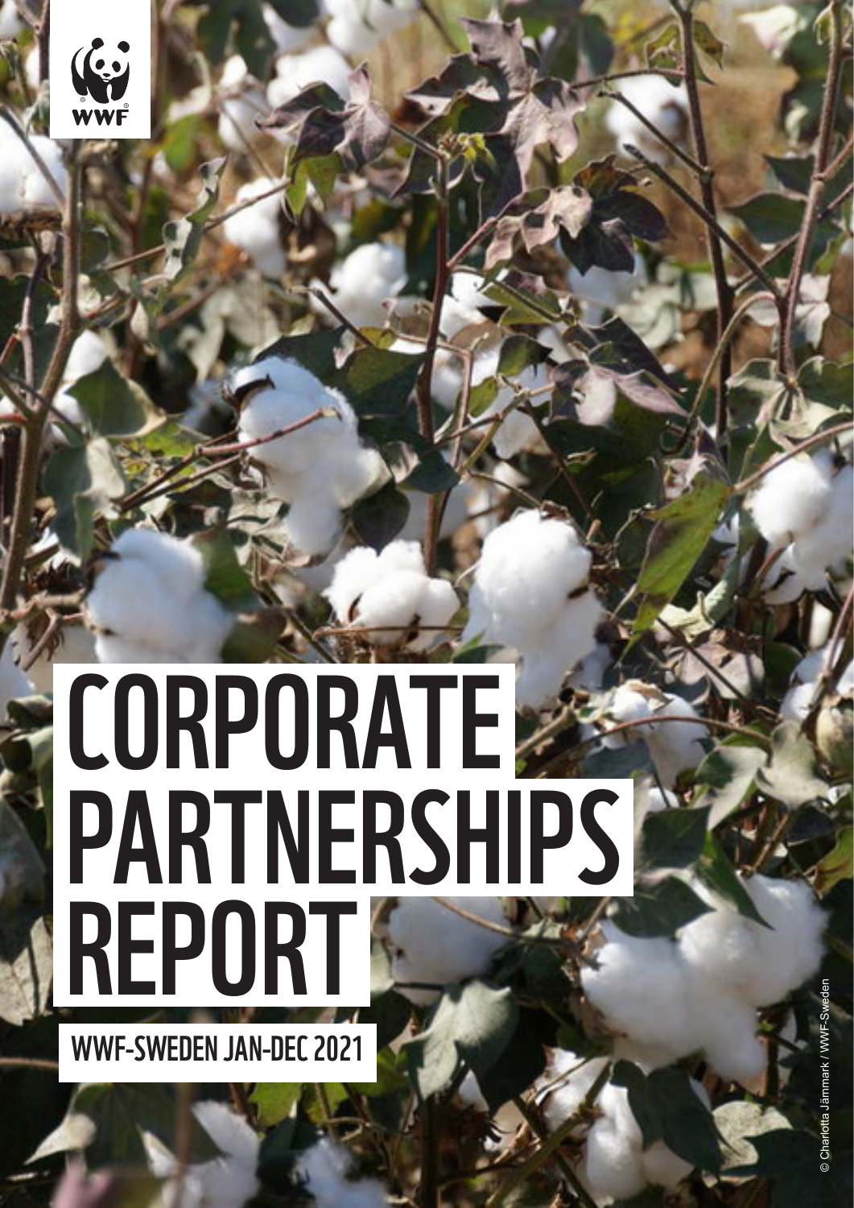WWF

# CORPORATE PARTNERSHIPS REPORT

## WWF-SWEDEN JAN-DEC 2021

© Charlotta Jämmark / WWF-Sweden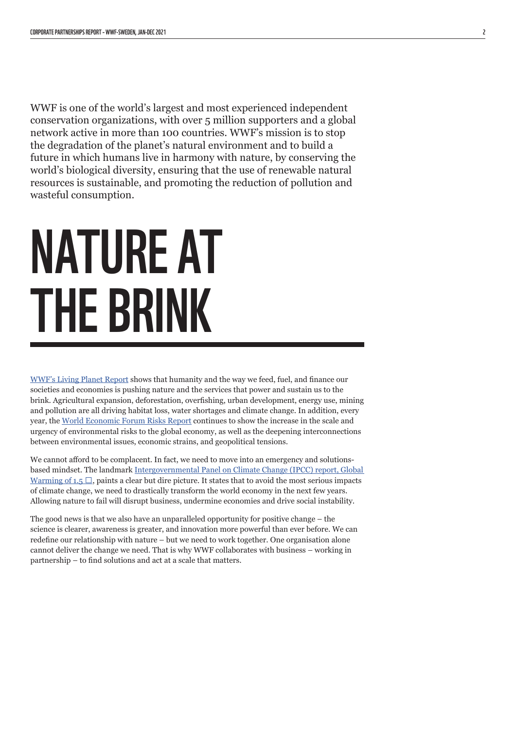WWF is one of the world's largest and most experienced independent conservation organizations, with over 5 million supporters and a global network active in more than 100 countries. WWF's mission is to stop the degradation of the planet's natural environment and to build a future in which humans live in harmony with nature, by conserving the world's biological diversity, ensuring that the use of renewable natural resources is sustainable, and promoting the reduction of pollution and wasteful consumption.

# NATURE AT THE BRINK

[WWF's Living Planet Report] shows that humanity and the way we feed, fuel, and finance our societies and economies is pushing nature and the services that power and sustain us to the brink. Agricultural expansion, deforestation, overfishing, urban development, energy use, mining and pollution are all driving habitat loss, water shortages and climate change. In addition, every year, the [World Economic Forum Risks Report] continues to show the increase in the scale and urgency of environmental risks to the global economy, as well as the deepening interconnections between environmental issues, economic strains, and geopolitical tensions.

We cannot afford to be complacent. In fact, we need to move into an emergency and solutions-based mindset. The landmark [Intergovernmental Panel on Climate Change (IPCC) report, Global Warming of 1.5 □], paints a clear but dire picture. It states that to avoid the most serious impacts of climate change, we need to drastically transform the world economy in the next few years. Allowing nature to fail will disrupt business, undermine economies and drive social instability.

The good news is that we also have an unparalleled opportunity for positive change – the science is clearer, awareness is greater, and innovation more powerful than ever before. We can redefine our relationship with nature – but we need to work together. One organisation alone cannot deliver the change we need. That is why WWF collaborates with business – working in partnership – to find solutions and act at a scale that matters.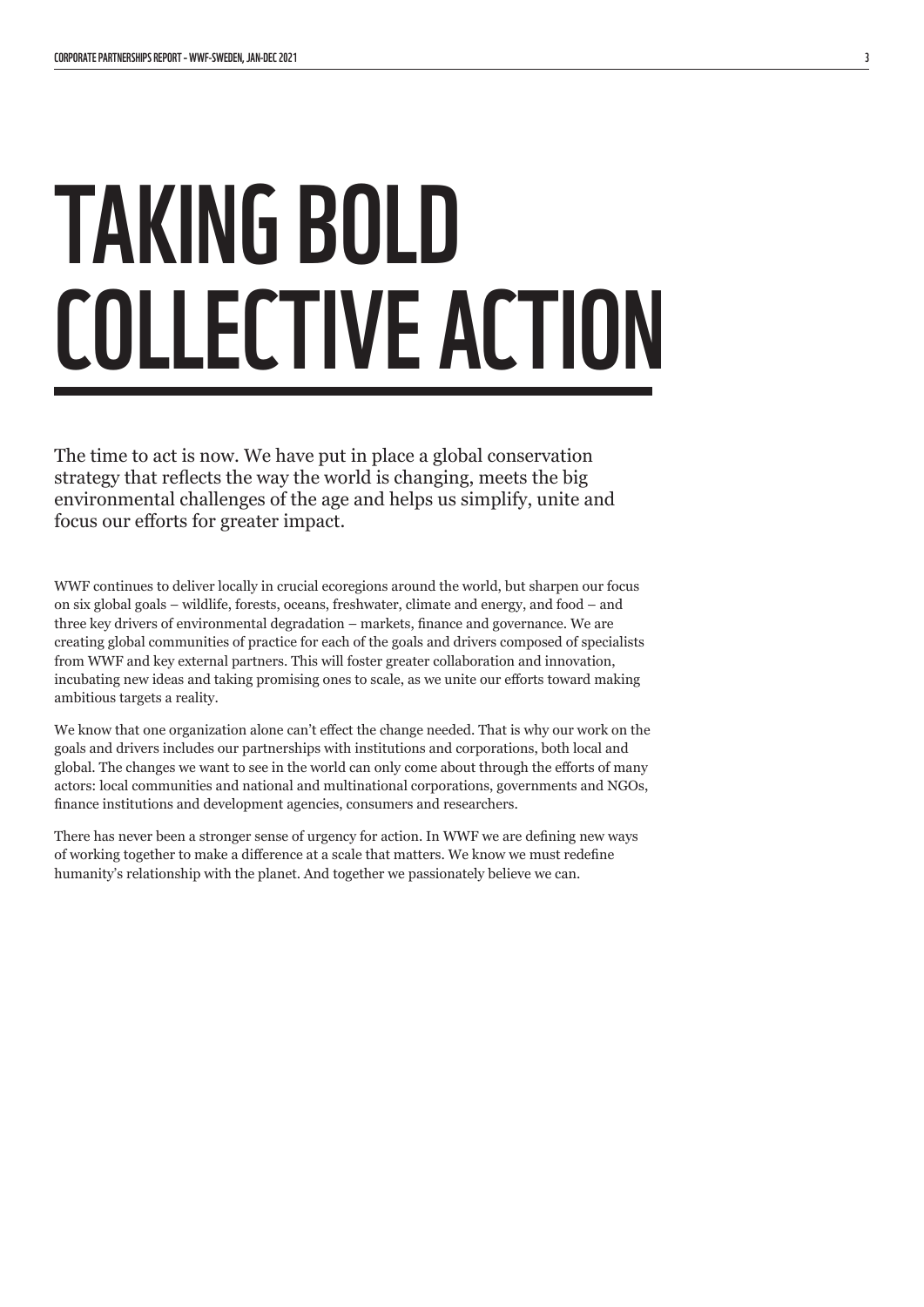# TAKING BOLD COLLECTIVE ACTION

The time to act is now. We have put in place a global conservation strategy that reflects the way the world is changing, meets the big environmental challenges of the age and helps us simplify, unite and focus our efforts for greater impact.

WWF continues to deliver locally in crucial ecoregions around the world, but sharpen our focus on six global goals – wildlife, forests, oceans, freshwater, climate and energy, and food – and three key drivers of environmental degradation – markets, finance and governance. We are creating global communities of practice for each of the goals and drivers composed of specialists from WWF and key external partners. This will foster greater collaboration and innovation, incubating new ideas and taking promising ones to scale, as we unite our efforts toward making ambitious targets a reality.

We know that one organization alone can't effect the change needed. That is why our work on the goals and drivers includes our partnerships with institutions and corporations, both local and global. The changes we want to see in the world can only come about through the efforts of many actors: local communities and national and multinational corporations, governments and NGOs, finance institutions and development agencies, consumers and researchers.

There has never been a stronger sense of urgency for action. In WWF we are defining new ways of working together to make a difference at a scale that matters. We know we must redefine humanity's relationship with the planet. And together we passionately believe we can.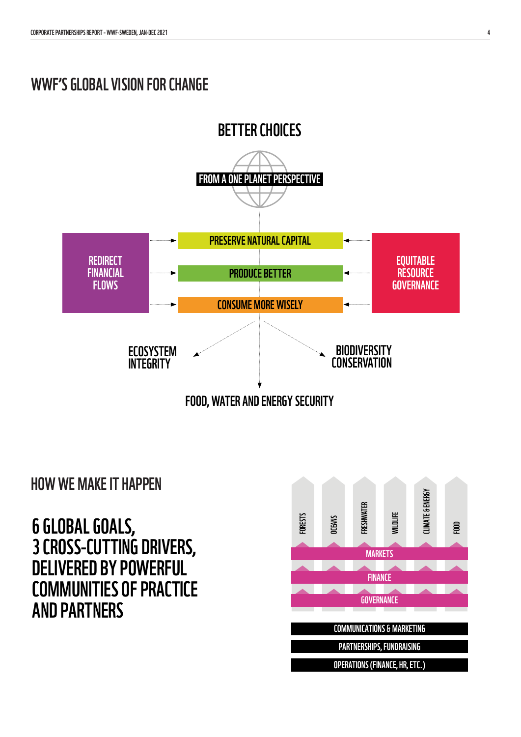## WWF'S GLOBAL VISION FOR CHANGE

BETTER CHOICES

FROM A ONE PLANET PERSPECTIVE

REDIRECT FINANCIAL FLOWS

PRESERVE NATURAL CAPITAL

PRODUCE BETTER

CONSUME MORE WISELY

EQUITABLE RESOURCE GOVERNANCE

ECOSYSTEM INTEGRITY

BIODIVERSITY CONSERVATION

FOOD, WATER AND ENERGY SECURITY

## HOW WE MAKE IT HAPPEN

### 6 GLOBAL GOALS, 3 CROSS-CUTTING DRIVERS, DELIVERED BY POWERFUL COMMUNITIES OF PRACTICE AND PARTNERS

FORESTS | OCEANS | FRESHWATER | WILDLIFE | CLIMATE & ENERGY | FOOD

MARKETS

FINANCE

GOVERNANCE

COMMUNICATIONS & MARKETING

PARTNERSHIPS, FUNDRAISING

OPERATIONS (FINANCE, HR, ETC.)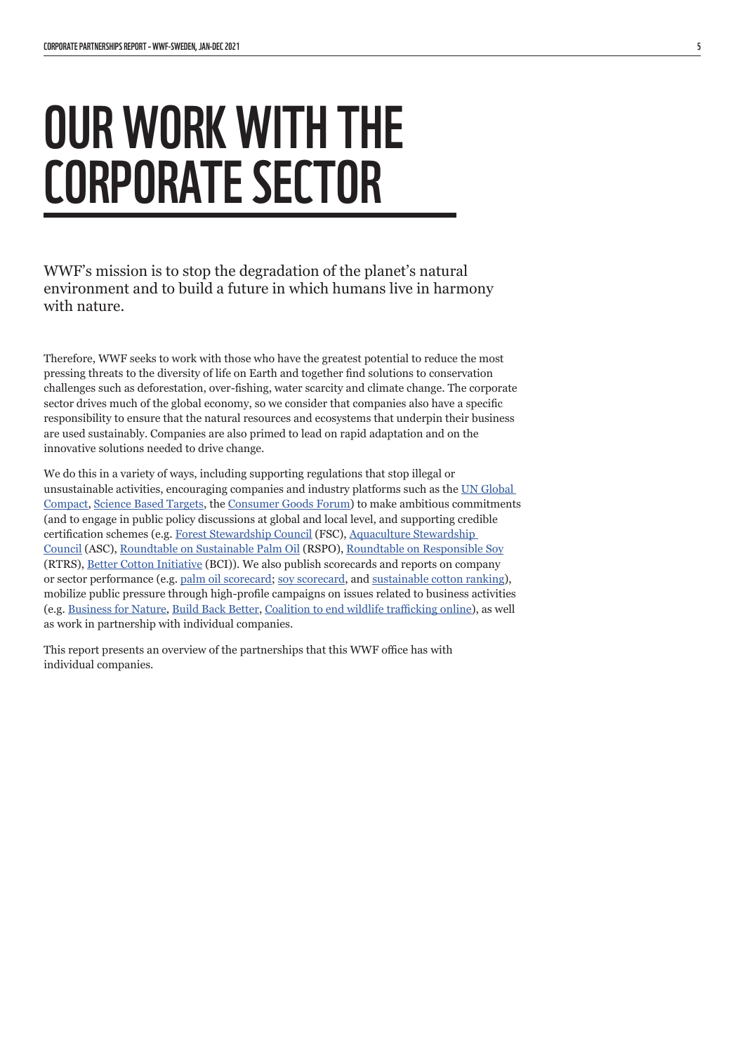# OUR WORK WITH THE CORPORATE SECTOR

WWF's mission is to stop the degradation of the planet's natural environment and to build a future in which humans live in harmony with nature.

Therefore, WWF seeks to work with those who have the greatest potential to reduce the most pressing threats to the diversity of life on Earth and together find solutions to conservation challenges such as deforestation, over-fishing, water scarcity and climate change. The corporate sector drives much of the global economy, so we consider that companies also have a specific responsibility to ensure that the natural resources and ecosystems that underpin their business are used sustainably. Companies are also primed to lead on rapid adaptation and on the innovative solutions needed to drive change.

We do this in a variety of ways, including supporting regulations that stop illegal or unsustainable activities, encouraging companies and industry platforms such as the UN Global Compact, Science Based Targets, the Consumer Goods Forum) to make ambitious commitments (and to engage in public policy discussions at global and local level, and supporting credible certification schemes (e.g. Forest Stewardship Council (FSC), Aquaculture Stewardship Council (ASC), Roundtable on Sustainable Palm Oil (RSPO), Roundtable on Responsible Soy (RTRS), Better Cotton Initiative (BCI)). We also publish scorecards and reports on company or sector performance (e.g. palm oil scorecard; soy scorecard, and sustainable cotton ranking), mobilize public pressure through high-profile campaigns on issues related to business activities (e.g. Business for Nature, Build Back Better, Coalition to end wildlife trafficking online), as well as work in partnership with individual companies.

This report presents an overview of the partnerships that this WWF office has with individual companies.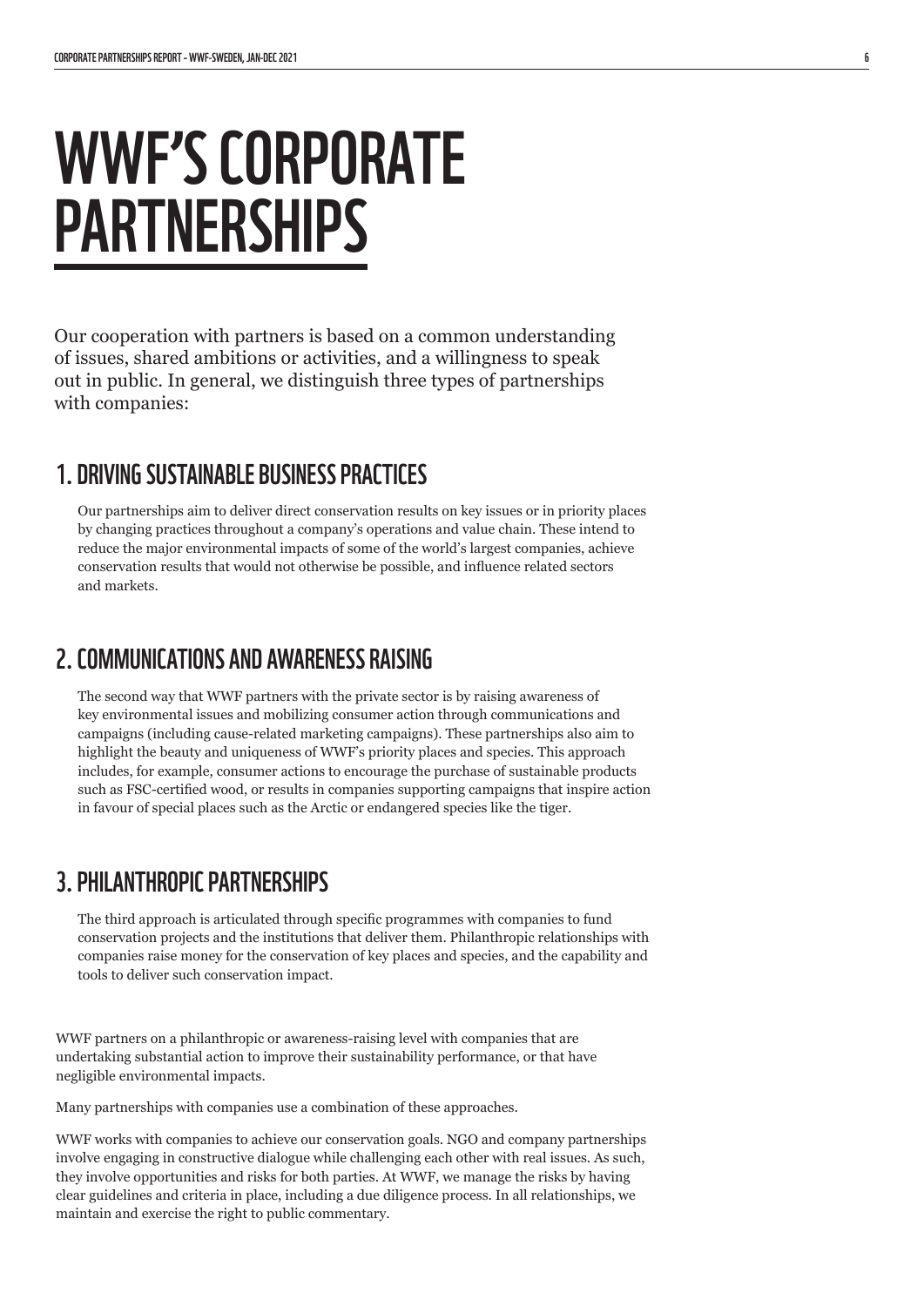# WWF'S CORPORATE PARTNERSHIPS

Our cooperation with partners is based on a common understanding of issues, shared ambitions or activities, and a willingness to speak out in public. In general, we distinguish three types of partnerships with companies:

## 1. DRIVING SUSTAINABLE BUSINESS PRACTICES

Our partnerships aim to deliver direct conservation results on key issues or in priority places by changing practices throughout a company's operations and value chain. These intend to reduce the major environmental impacts of some of the world's largest companies, achieve conservation results that would not otherwise be possible, and influence related sectors and markets.

## 2. COMMUNICATIONS AND AWARENESS RAISING

The second way that WWF partners with the private sector is by raising awareness of key environmental issues and mobilizing consumer action through communications and campaigns (including cause-related marketing campaigns). These partnerships also aim to highlight the beauty and uniqueness of WWF's priority places and species. This approach includes, for example, consumer actions to encourage the purchase of sustainable products such as FSC-certified wood, or results in companies supporting campaigns that inspire action in favour of special places such as the Arctic or endangered species like the tiger.

## 3. PHILANTHROPIC PARTNERSHIPS

The third approach is articulated through specific programmes with companies to fund conservation projects and the institutions that deliver them. Philanthropic relationships with companies raise money for the conservation of key places and species, and the capability and tools to deliver such conservation impact.

WWF partners on a philanthropic or awareness-raising level with companies that are undertaking substantial action to improve their sustainability performance, or that have negligible environmental impacts.

Many partnerships with companies use a combination of these approaches.

WWF works with companies to achieve our conservation goals. NGO and company partnerships involve engaging in constructive dialogue while challenging each other with real issues. As such, they involve opportunities and risks for both parties. At WWF, we manage the risks by having clear guidelines and criteria in place, including a due diligence process. In all relationships, we maintain and exercise the right to public commentary.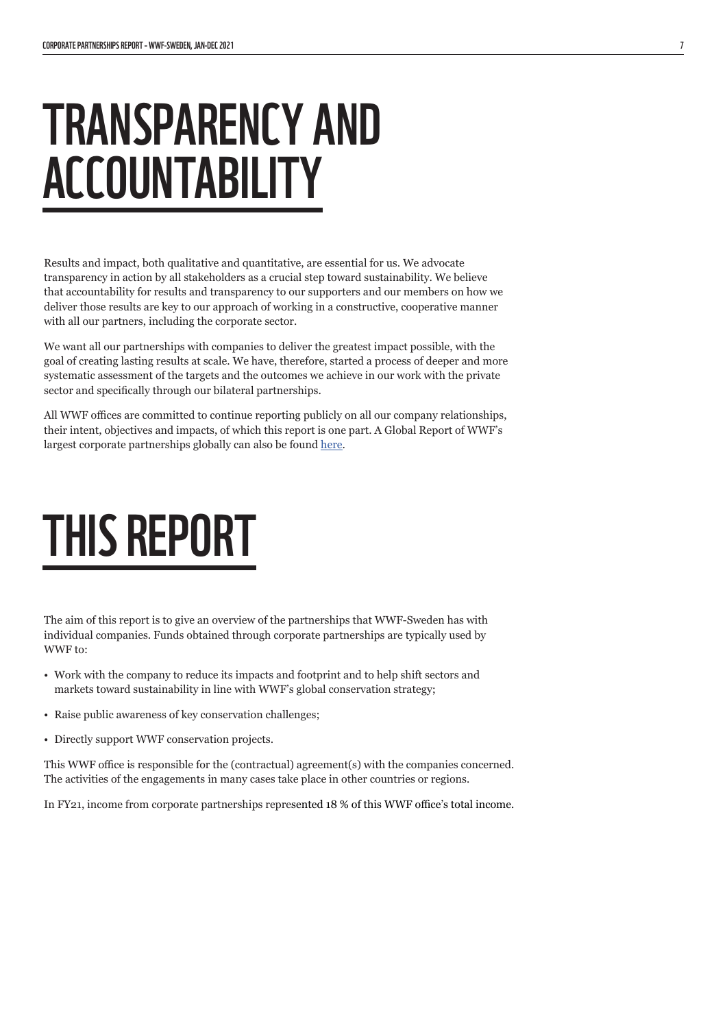# TRANSPARENCY AND ACCOUNTABILITY

Results and impact, both qualitative and quantitative, are essential for us. We advocate transparency in action by all stakeholders as a crucial step toward sustainability. We believe that accountability for results and transparency to our supporters and our members on how we deliver those results are key to our approach of working in a constructive, cooperative manner with all our partners, including the corporate sector.

We want all our partnerships with companies to deliver the greatest impact possible, with the goal of creating lasting results at scale. We have, therefore, started a process of deeper and more systematic assessment of the targets and the outcomes we achieve in our work with the private sector and specifically through our bilateral partnerships.

All WWF offices are committed to continue reporting publicly on all our company relationships, their intent, objectives and impacts, of which this report is one part. A Global Report of WWF's largest corporate partnerships globally can also be found here.

# THIS REPORT

The aim of this report is to give an overview of the partnerships that WWF-Sweden has with individual companies. Funds obtained through corporate partnerships are typically used by WWF to:

- Work with the company to reduce its impacts and footprint and to help shift sectors and markets toward sustainability in line with WWF's global conservation strategy;
- Raise public awareness of key conservation challenges;
- Directly support WWF conservation projects.

This WWF office is responsible for the (contractual) agreement(s) with the companies concerned. The activities of the engagements in many cases take place in other countries or regions.

In FY21, income from corporate partnerships represented 18 % of this WWF office's total income.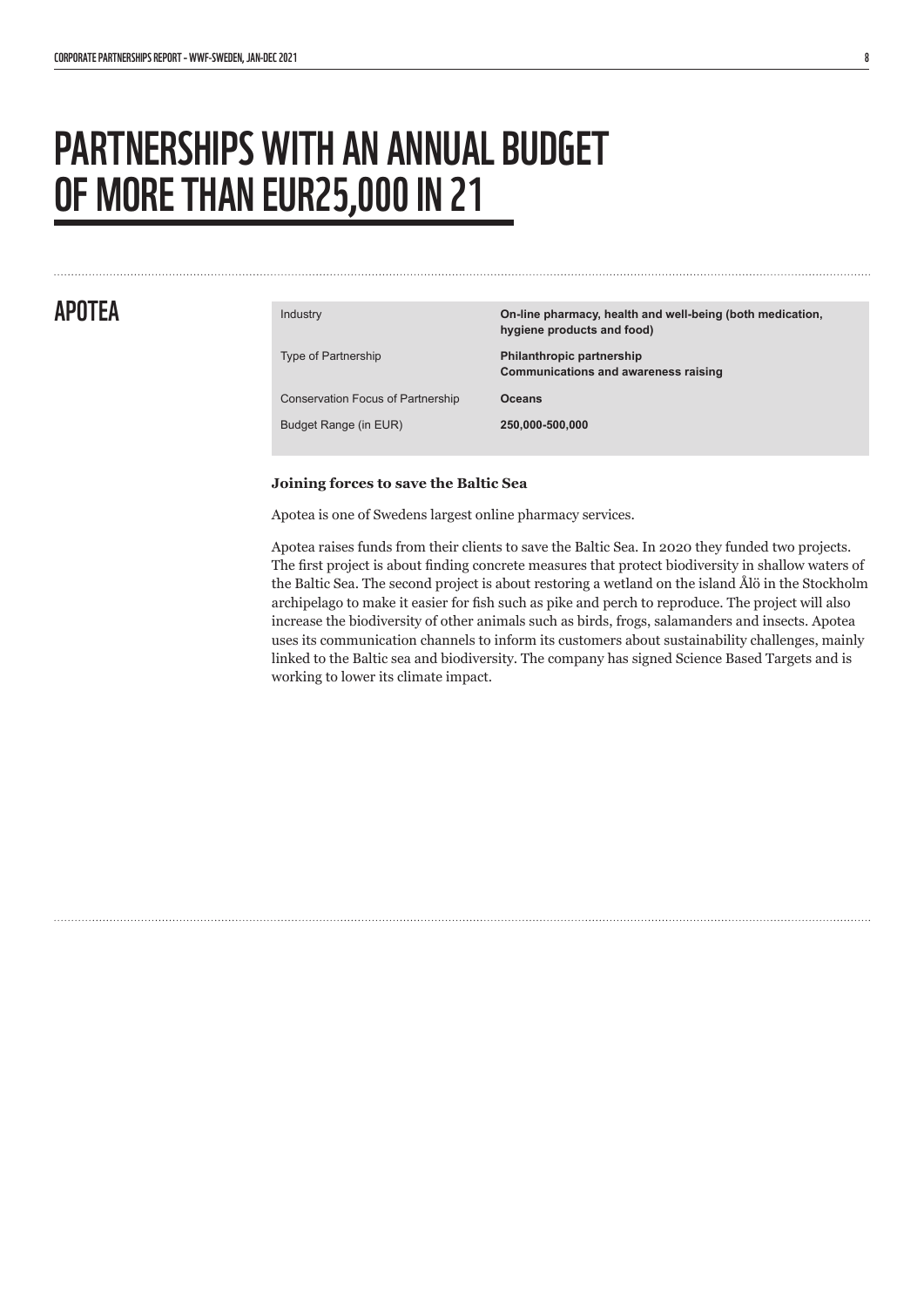# PARTNERSHIPS WITH AN ANNUAL BUDGET OF MORE THAN EUR25,000 IN 21

## APOTEA

| | |
|---|---|
| Industry | **On-line pharmacy, health and well-being (both medication, hygiene products and food)** |
| Type of Partnership | **Philanthropic partnership**<br>**Communications and awareness raising** |
| Conservation Focus of Partnership | **Oceans** |
| Budget Range (in EUR) | **250,000-500,000** |

**Joining forces to save the Baltic Sea**

Apotea is one of Swedens largest online pharmacy services.

Apotea raises funds from their clients to save the Baltic Sea. In 2020 they funded two projects. The first project is about finding concrete measures that protect biodiversity in shallow waters of the Baltic Sea. The second project is about restoring a wetland on the island Ålö in the Stockholm archipelago to make it easier for fish such as pike and perch to reproduce. The project will also increase the biodiversity of other animals such as birds, frogs, salamanders and insects. Apotea uses its communication channels to inform its customers about sustainability challenges, mainly linked to the Baltic sea and biodiversity. The company has signed Science Based Targets and is working to lower its climate impact.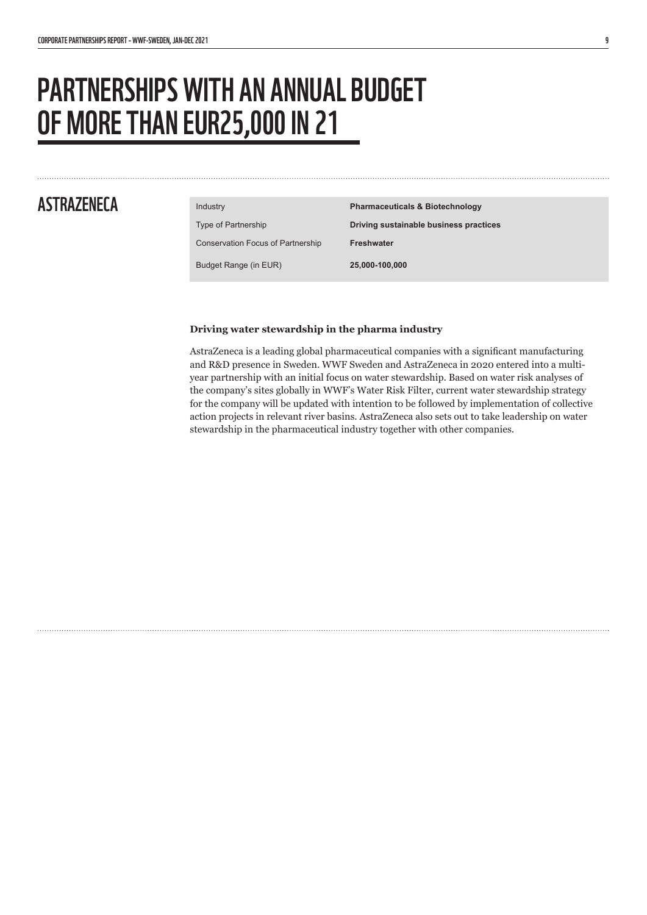# PARTNERSHIPS WITH AN ANNUAL BUDGET OF MORE THAN EUR25,000 IN 21

## ASTRAZENECA

| | |
|---|---|
| Industry | **Pharmaceuticals & Biotechnology** |
| Type of Partnership | **Driving sustainable business practices** |
| Conservation Focus of Partnership | **Freshwater** |
| Budget Range (in EUR) | **25,000-100,000** |

**Driving water stewardship in the pharma industry**

AstraZeneca is a leading global pharmaceutical companies with a significant manufacturing and R&D presence in Sweden. WWF Sweden and AstraZeneca in 2020 entered into a multi-year partnership with an initial focus on water stewardship. Based on water risk analyses of the company's sites globally in WWF's Water Risk Filter, current water stewardship strategy for the company will be updated with intention to be followed by implementation of collective action projects in relevant river basins. AstraZeneca also sets out to take leadership on water stewardship in the pharmaceutical industry together with other companies.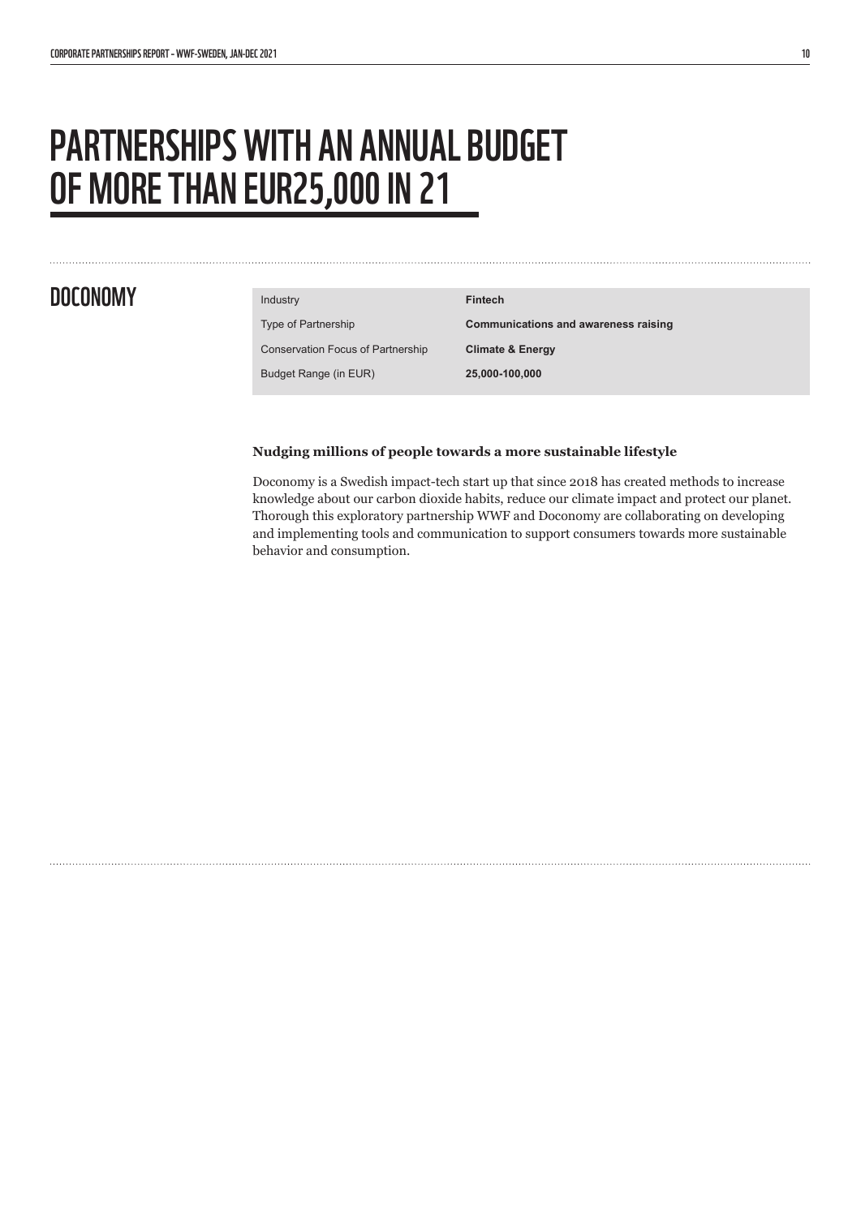# PARTNERSHIPS WITH AN ANNUAL BUDGET OF MORE THAN EUR25,000 IN 21

## DOCONOMY

| Industry | **Fintech** |
|---|---|
| Type of Partnership | **Communications and awareness raising** |
| Conservation Focus of Partnership | **Climate & Energy** |
| Budget Range (in EUR) | **25,000-100,000** |

**Nudging millions of people towards a more sustainable lifestyle**

Doconomy is a Swedish impact-tech start up that since 2018 has created methods to increase knowledge about our carbon dioxide habits, reduce our climate impact and protect our planet. Thorough this exploratory partnership WWF and Doconomy are collaborating on developing and implementing tools and communication to support consumers towards more sustainable behavior and consumption.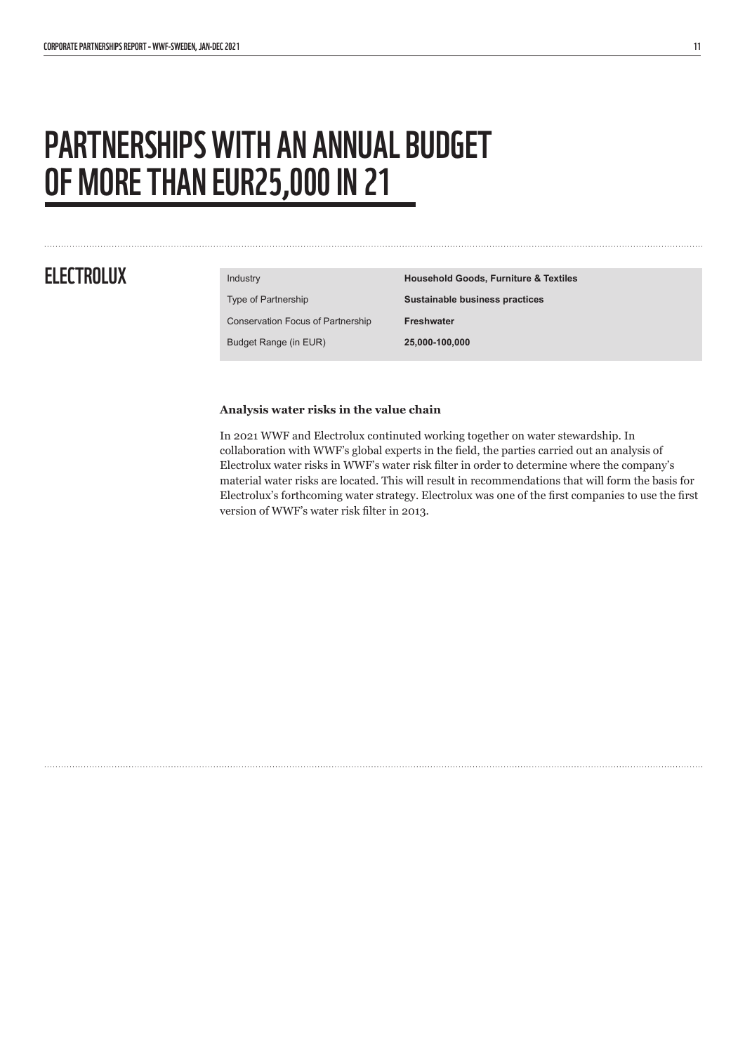# PARTNERSHIPS WITH AN ANNUAL BUDGET OF MORE THAN EUR25,000 IN 21

## ELECTROLUX

| | |
|---|---|
| Industry | **Household Goods, Furniture & Textiles** |
| Type of Partnership | **Sustainable business practices** |
| Conservation Focus of Partnership | **Freshwater** |
| Budget Range (in EUR) | **25,000-100,000** |

**Analysis water risks in the value chain**

In 2021 WWF and Electrolux continuted working together on water stewardship. In collaboration with WWF's global experts in the field, the parties carried out an analysis of Electrolux water risks in WWF's water risk filter in order to determine where the company's material water risks are located. This will result in recommendations that will form the basis for Electrolux's forthcoming water strategy. Electrolux was one of the first companies to use the first version of WWF's water risk filter in 2013.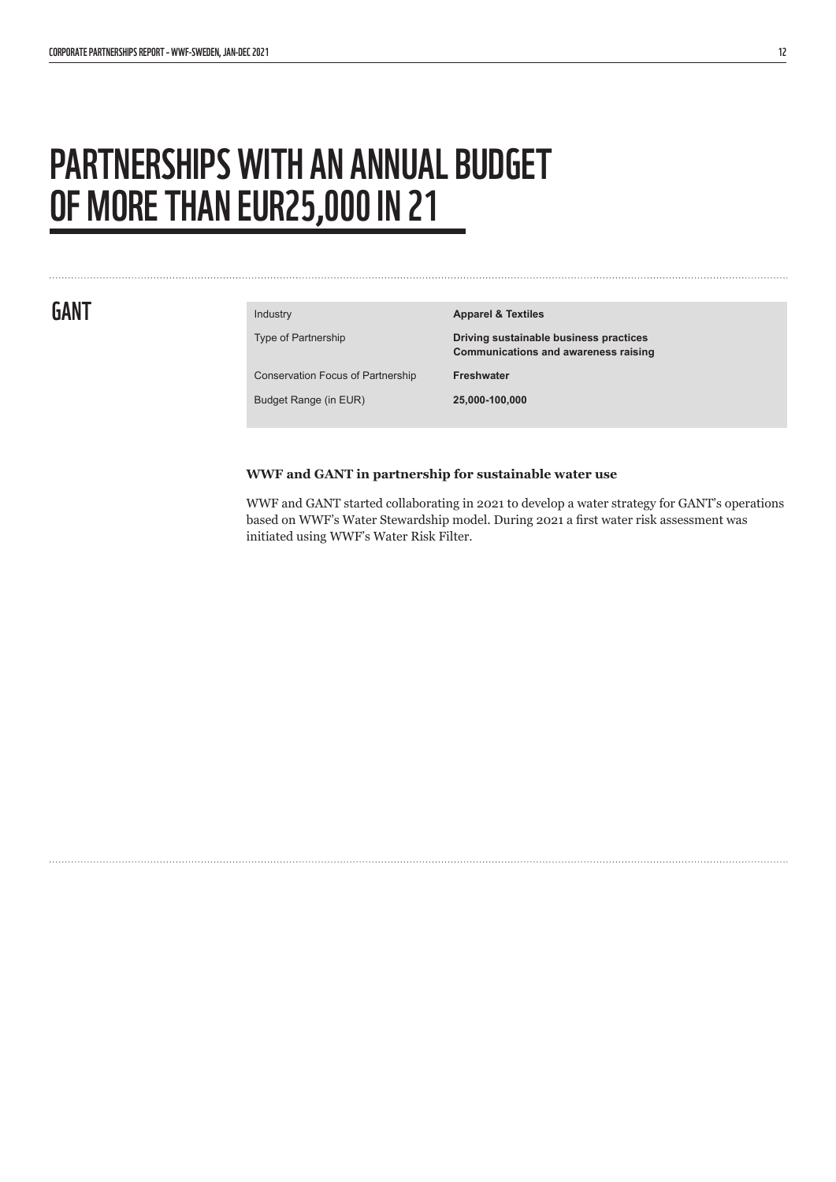# PARTNERSHIPS WITH AN ANNUAL BUDGET OF MORE THAN EUR25,000 IN 21

## GANT

| Industry | **Apparel & Textiles** |
| --- | --- |
| Type of Partnership | **Driving sustainable business practices**<br>**Communications and awareness raising** |
| Conservation Focus of Partnership | **Freshwater** |
| Budget Range (in EUR) | **25,000-100,000** |

**WWF and GANT in partnership for sustainable water use**

WWF and GANT started collaborating in 2021 to develop a water strategy for GANT's operations based on WWF's Water Stewardship model. During 2021 a first water risk assessment was initiated using WWF's Water Risk Filter.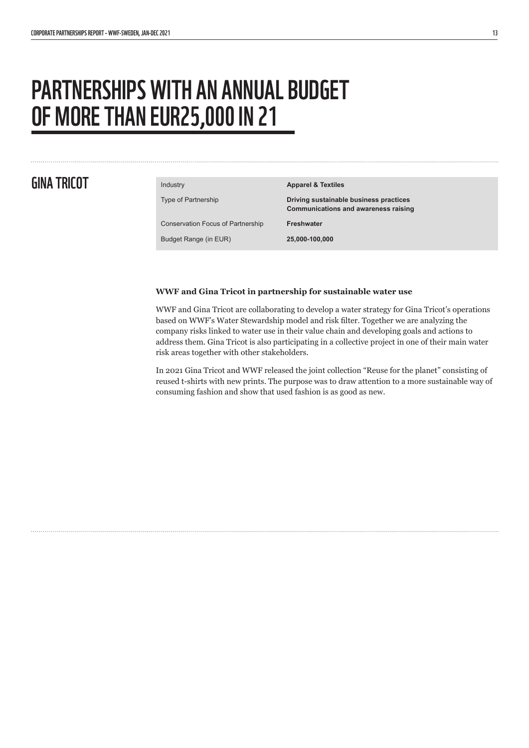# PARTNERSHIPS WITH AN ANNUAL BUDGET OF MORE THAN EUR25,000 IN 21

## GINA TRICOT

| Industry | **Apparel & Textiles** |
|---|---|
| Type of Partnership | **Driving sustainable business practices**<br>**Communications and awareness raising** |
| Conservation Focus of Partnership | **Freshwater** |
| Budget Range (in EUR) | **25,000-100,000** |

**WWF and Gina Tricot in partnership for sustainable water use**

WWF and Gina Tricot are collaborating to develop a water strategy for Gina Tricot's operations based on WWF's Water Stewardship model and risk filter. Together we are analyzing the company risks linked to water use in their value chain and developing goals and actions to address them. Gina Tricot is also participating in a collective project in one of their main water risk areas together with other stakeholders.

In 2021 Gina Tricot and WWF released the joint collection "Reuse for the planet" consisting of reused t-shirts with new prints. The purpose was to draw attention to a more sustainable way of consuming fashion and show that used fashion is as good as new.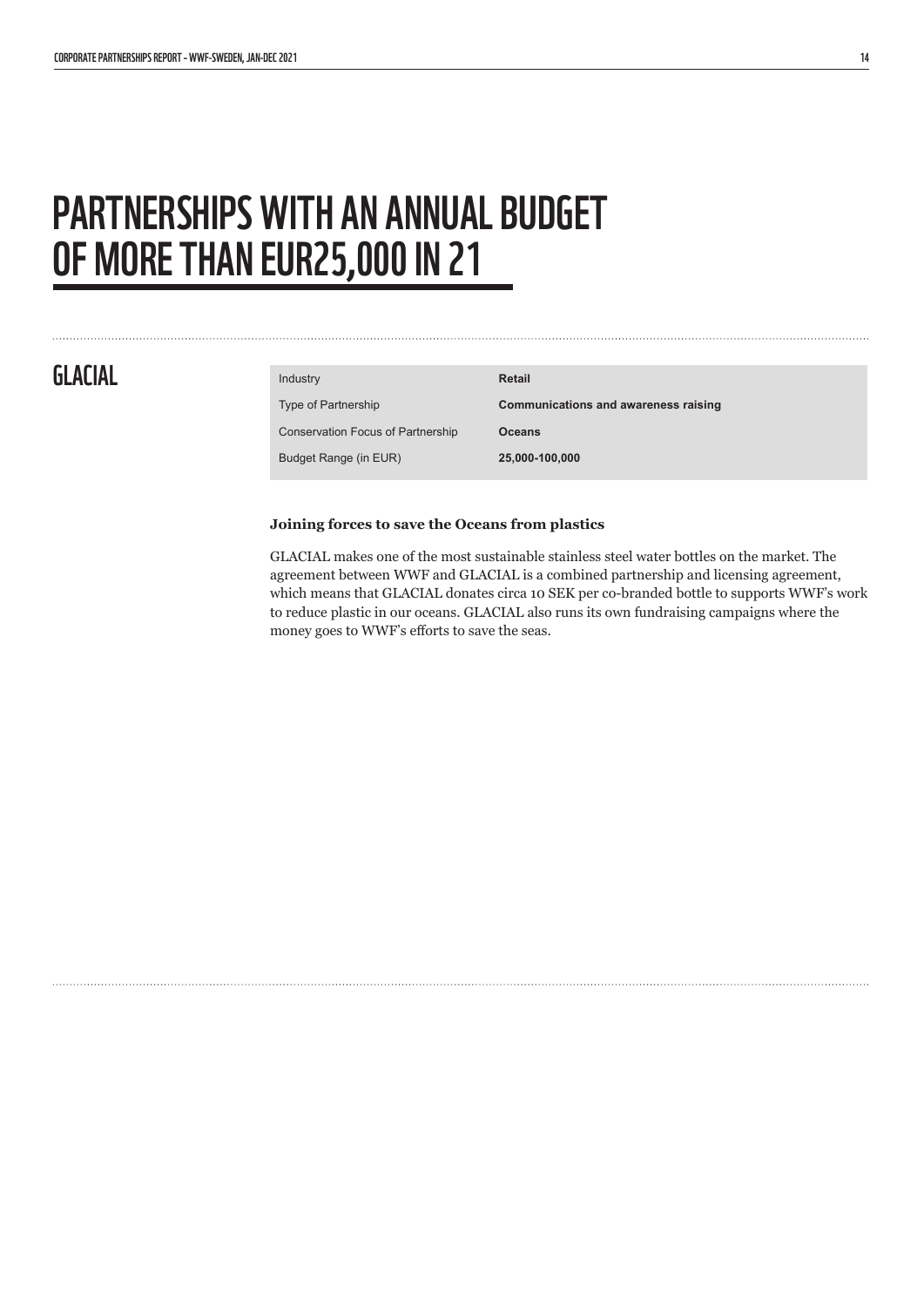# PARTNERSHIPS WITH AN ANNUAL BUDGET OF MORE THAN EUR25,000 IN 21

## GLACIAL

| | |
|---|---|
| Industry | **Retail** |
| Type of Partnership | **Communications and awareness raising** |
| Conservation Focus of Partnership | **Oceans** |
| Budget Range (in EUR) | **25,000-100,000** |

**Joining forces to save the Oceans from plastics**

GLACIAL makes one of the most sustainable stainless steel water bottles on the market. The agreement between WWF and GLACIAL is a combined partnership and licensing agreement, which means that GLACIAL donates circa 10 SEK per co-branded bottle to supports WWF's work to reduce plastic in our oceans. GLACIAL also runs its own fundraising campaigns where the money goes to WWF's efforts to save the seas.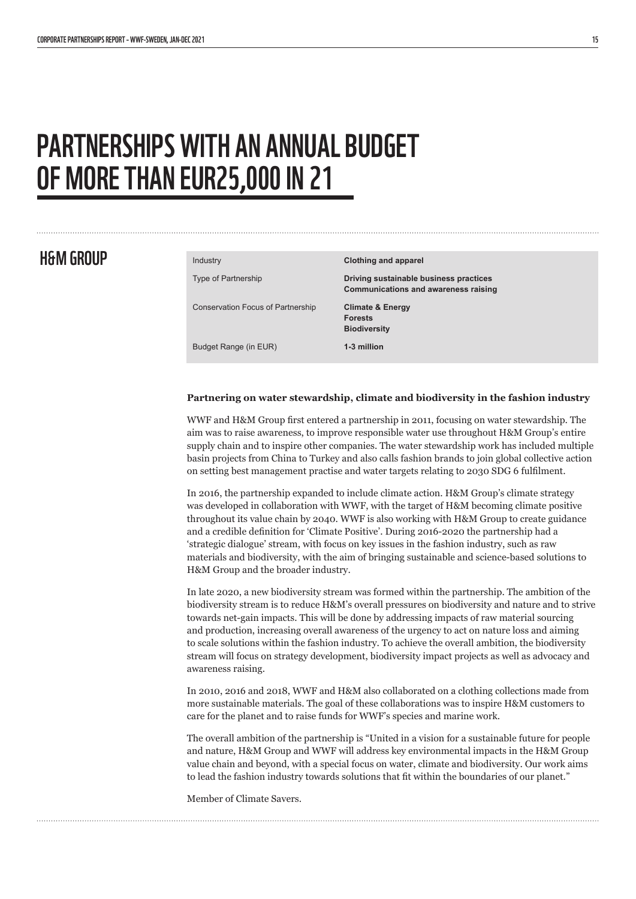# PARTNERSHIPS WITH AN ANNUAL BUDGET OF MORE THAN EUR25,000 IN 21

## H&M GROUP

| | |
|---|---|
| Industry | **Clothing and apparel** |
| Type of Partnership | **Driving sustainable business practices**<br>**Communications and awareness raising** |
| Conservation Focus of Partnership | **Climate & Energy**<br>**Forests**<br>**Biodiversity** |
| Budget Range (in EUR) | **1-3 million** |

**Partnering on water stewardship, climate and biodiversity in the fashion industry**

WWF and H&M Group first entered a partnership in 2011, focusing on water stewardship. The aim was to raise awareness, to improve responsible water use throughout H&M Group's entire supply chain and to inspire other companies. The water stewardship work has included multiple basin projects from China to Turkey and also calls fashion brands to join global collective action on setting best management practise and water targets relating to 2030 SDG 6 fulfilment.

In 2016, the partnership expanded to include climate action. H&M Group's climate strategy was developed in collaboration with WWF, with the target of H&M becoming climate positive throughout its value chain by 2040. WWF is also working with H&M Group to create guidance and a credible definition for 'Climate Positive'. During 2016-2020 the partnership had a 'strategic dialogue' stream, with focus on key issues in the fashion industry, such as raw materials and biodiversity, with the aim of bringing sustainable and science-based solutions to H&M Group and the broader industry.

In late 2020, a new biodiversity stream was formed within the partnership. The ambition of the biodiversity stream is to reduce H&M's overall pressures on biodiversity and nature and to strive towards net-gain impacts. This will be done by addressing impacts of raw material sourcing and production, increasing overall awareness of the urgency to act on nature loss and aiming to scale solutions within the fashion industry. To achieve the overall ambition, the biodiversity stream will focus on strategy development, biodiversity impact projects as well as advocacy and awareness raising.

In 2010, 2016 and 2018, WWF and H&M also collaborated on a clothing collections made from more sustainable materials. The goal of these collaborations was to inspire H&M customers to care for the planet and to raise funds for WWF's species and marine work.

The overall ambition of the partnership is "United in a vision for a sustainable future for people and nature, H&M Group and WWF will address key environmental impacts in the H&M Group value chain and beyond, with a special focus on water, climate and biodiversity. Our work aims to lead the fashion industry towards solutions that fit within the boundaries of our planet."

Member of Climate Savers.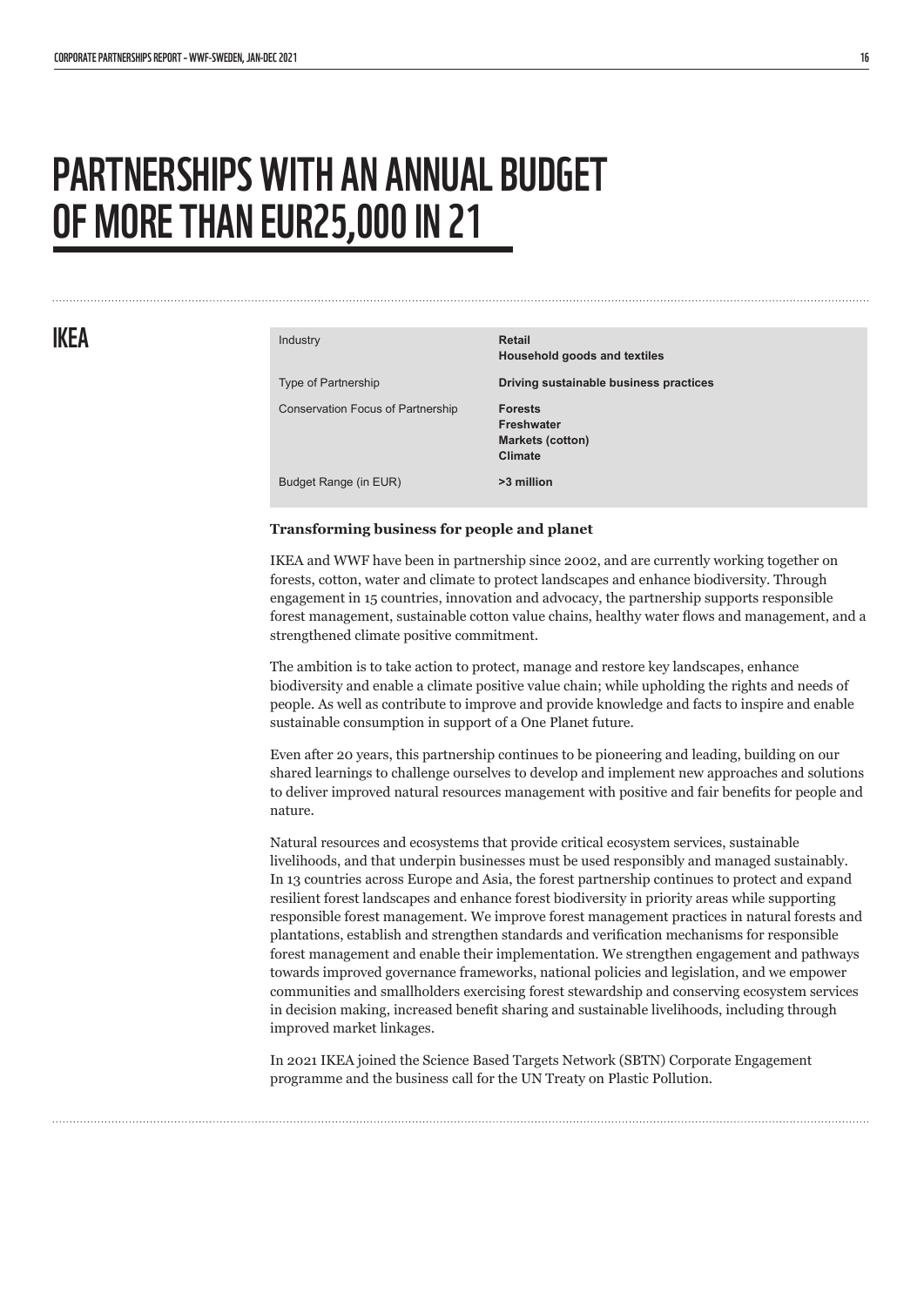# PARTNERSHIPS WITH AN ANNUAL BUDGET OF MORE THAN EUR25,000 IN 21

## IKEA

| | |
|---|---|
| Industry | **Retail**<br>**Household goods and textiles** |
| Type of Partnership | **Driving sustainable business practices** |
| Conservation Focus of Partnership | **Forests**<br>**Freshwater**<br>**Markets (cotton)**<br>**Climate** |
| Budget Range (in EUR) | **>3 million** |

**Transforming business for people and planet**

IKEA and WWF have been in partnership since 2002, and are currently working together on forests, cotton, water and climate to protect landscapes and enhance biodiversity. Through engagement in 15 countries, innovation and advocacy, the partnership supports responsible forest management, sustainable cotton value chains, healthy water flows and management, and a strengthened climate positive commitment.

The ambition is to take action to protect, manage and restore key landscapes, enhance biodiversity and enable a climate positive value chain; while upholding the rights and needs of people. As well as contribute to improve and provide knowledge and facts to inspire and enable sustainable consumption in support of a One Planet future.

Even after 20 years, this partnership continues to be pioneering and leading, building on our shared learnings to challenge ourselves to develop and implement new approaches and solutions to deliver improved natural resources management with positive and fair benefits for people and nature.

Natural resources and ecosystems that provide critical ecosystem services, sustainable livelihoods, and that underpin businesses must be used responsibly and managed sustainably. In 13 countries across Europe and Asia, the forest partnership continues to protect and expand resilient forest landscapes and enhance forest biodiversity in priority areas while supporting responsible forest management. We improve forest management practices in natural forests and plantations, establish and strengthen standards and verification mechanisms for responsible forest management and enable their implementation. We strengthen engagement and pathways towards improved governance frameworks, national policies and legislation, and we empower communities and smallholders exercising forest stewardship and conserving ecosystem services in decision making, increased benefit sharing and sustainable livelihoods, including through improved market linkages.

In 2021 IKEA joined the Science Based Targets Network (SBTN) Corporate Engagement programme and the business call for the UN Treaty on Plastic Pollution.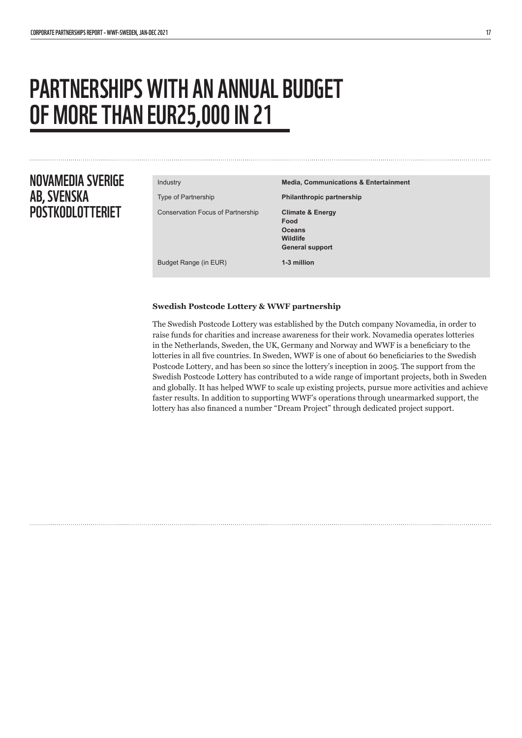# PARTNERSHIPS WITH AN ANNUAL BUDGET OF MORE THAN EUR25,000 IN 21

## NOVAMEDIA SVERIGE AB, SVENSKA POSTKODLOTTERIET

| | |
|---|---|
| Industry | **Media, Communications & Entertainment** |
| Type of Partnership | **Philanthropic partnership** |
| Conservation Focus of Partnership | **Climate & Energy**<br>**Food**<br>**Oceans**<br>**Wildlife**<br>**General support** |
| Budget Range (in EUR) | **1-3 million** |

**Swedish Postcode Lottery & WWF partnership**

The Swedish Postcode Lottery was established by the Dutch company Novamedia, in order to raise funds for charities and increase awareness for their work. Novamedia operates lotteries in the Netherlands, Sweden, the UK, Germany and Norway and WWF is a beneficiary to the lotteries in all five countries. In Sweden, WWF is one of about 60 beneficiaries to the Swedish Postcode Lottery, and has been so since the lottery's inception in 2005. The support from the Swedish Postcode Lottery has contributed to a wide range of important projects, both in Sweden and globally. It has helped WWF to scale up existing projects, pursue more activities and achieve faster results. In addition to supporting WWF's operations through unearmarked support, the lottery has also financed a number "Dream Project" through dedicated project support.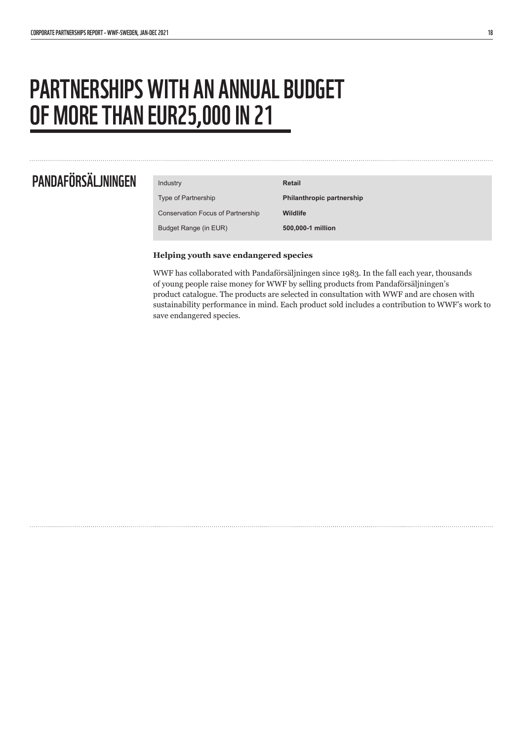# PARTNERSHIPS WITH AN ANNUAL BUDGET OF MORE THAN EUR25,000 IN 21

## PANDAFÖRSÄLJNINGEN

| | |
|---|---|
| Industry | **Retail** |
| Type of Partnership | **Philanthropic partnership** |
| Conservation Focus of Partnership | **Wildlife** |
| Budget Range (in EUR) | **500,000-1 million** |

**Helping youth save endangered species**

WWF has collaborated with Pandaförsäljningen since 1983. In the fall each year, thousands of young people raise money for WWF by selling products from Pandaförsäljningen's product catalogue. The products are selected in consultation with WWF and are chosen with sustainability performance in mind. Each product sold includes a contribution to WWF's work to save endangered species.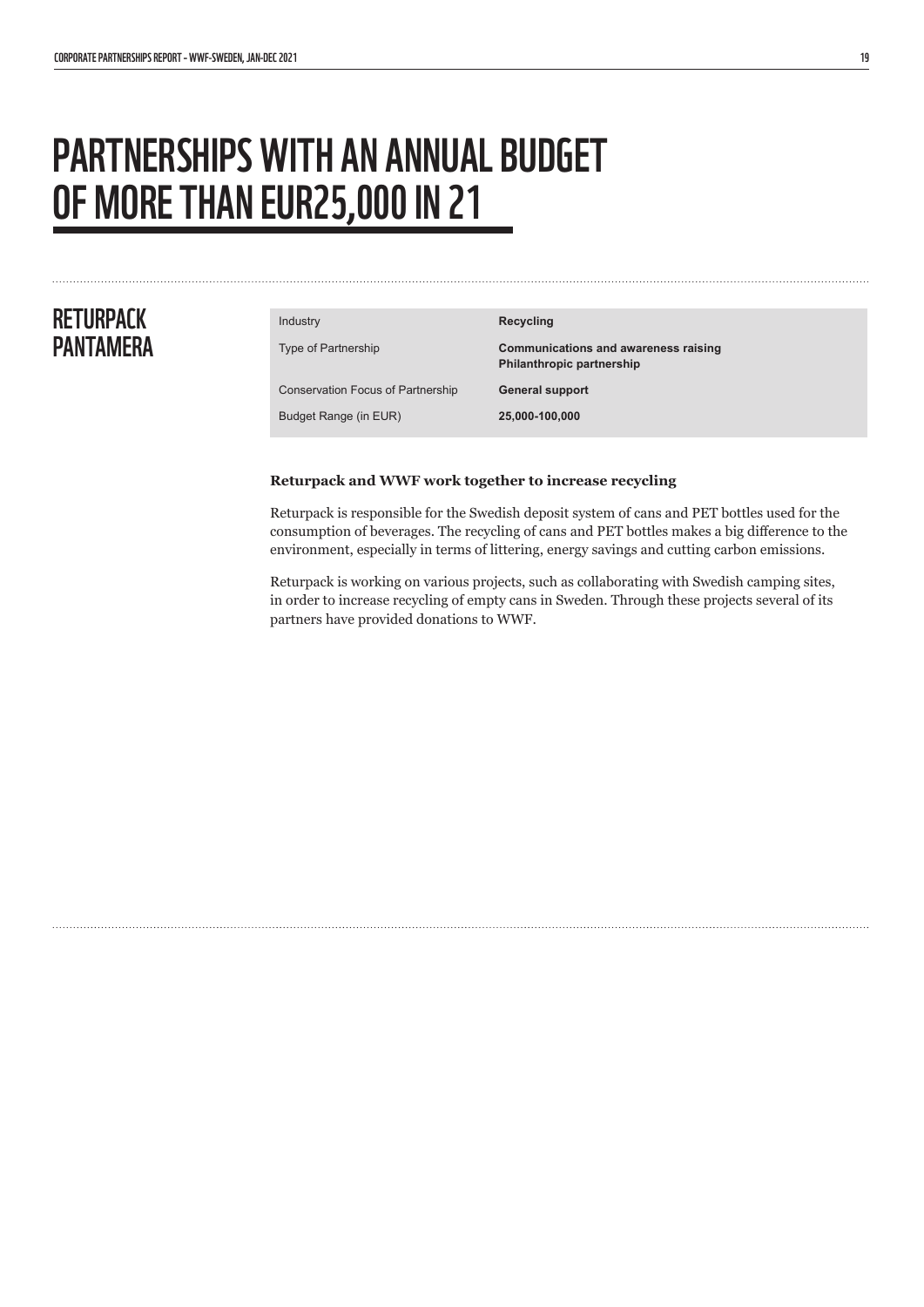# PARTNERSHIPS WITH AN ANNUAL BUDGET OF MORE THAN EUR25,000 IN 21

## RETURPACK PANTAMERA

| | |
|---|---|
| Industry | **Recycling** |
| Type of Partnership | **Communications and awareness raising**<br>**Philanthropic partnership** |
| Conservation Focus of Partnership | **General support** |
| Budget Range (in EUR) | **25,000-100,000** |

**Returpack and WWF work together to increase recycling**

Returpack is responsible for the Swedish deposit system of cans and PET bottles used for the consumption of beverages. The recycling of cans and PET bottles makes a big difference to the environment, especially in terms of littering, energy savings and cutting carbon emissions.

Returpack is working on various projects, such as collaborating with Swedish camping sites, in order to increase recycling of empty cans in Sweden. Through these projects several of its partners have provided donations to WWF.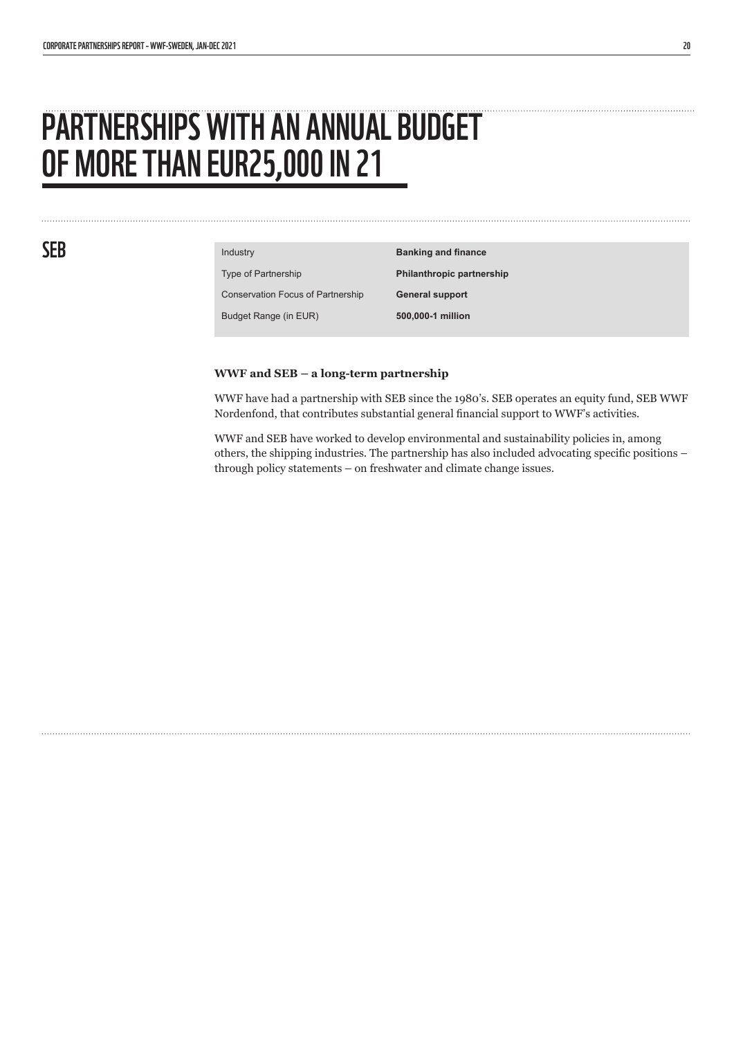# PARTNERSHIPS WITH AN ANNUAL BUDGET OF MORE THAN EUR25,000 IN 21

## SEB

| | |
|---|---|
| Industry | **Banking and finance** |
| Type of Partnership | **Philanthropic partnership** |
| Conservation Focus of Partnership | **General support** |
| Budget Range (in EUR) | **500,000-1 million** |

**WWF and SEB – a long-term partnership**

WWF have had a partnership with SEB since the 1980's. SEB operates an equity fund, SEB WWF Nordenfond, that contributes substantial general financial support to WWF's activities.

WWF and SEB have worked to develop environmental and sustainability policies in, among others, the shipping industries. The partnership has also included advocating specific positions – through policy statements – on freshwater and climate change issues.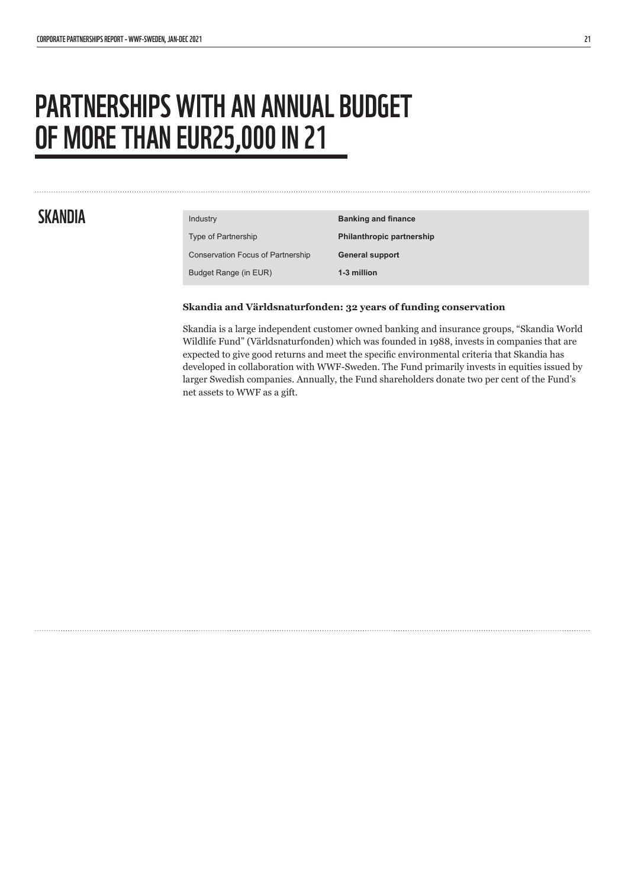# PARTNERSHIPS WITH AN ANNUAL BUDGET OF MORE THAN EUR25,000 IN 21

## SKANDIA

| Industry | **Banking and finance** |
| --- | --- |
| Type of Partnership | **Philanthropic partnership** |
| Conservation Focus of Partnership | **General support** |
| Budget Range (in EUR) | **1-3 million** |

**Skandia and Världsnaturfonden: 32 years of funding conservation**

Skandia is a large independent customer owned banking and insurance groups, “Skandia World Wildlife Fund” (Världsnaturfonden) which was founded in 1988, invests in companies that are expected to give good returns and meet the specific environmental criteria that Skandia has developed in collaboration with WWF-Sweden. The Fund primarily invests in equities issued by larger Swedish companies. Annually, the Fund shareholders donate two per cent of the Fund’s net assets to WWF as a gift.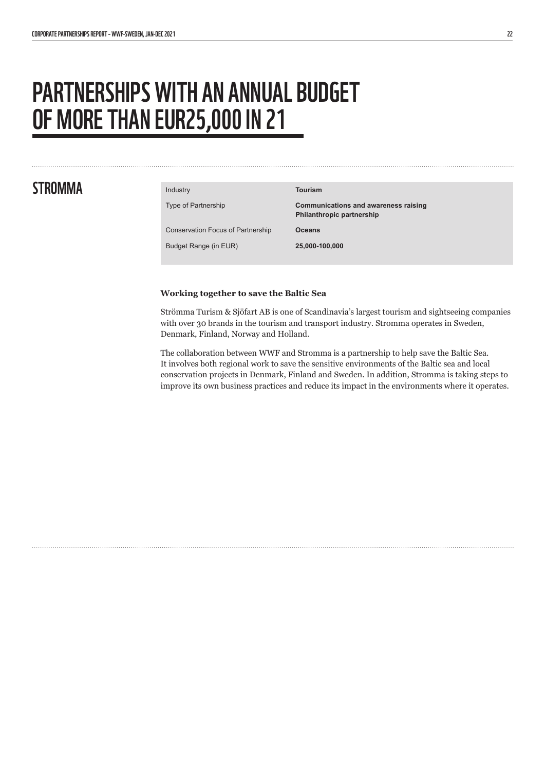# PARTNERSHIPS WITH AN ANNUAL BUDGET OF MORE THAN EUR25,000 IN 21

## STROMMA

| | |
|---|---|
| Industry | **Tourism** |
| Type of Partnership | **Communications and awareness raising**<br>**Philanthropic partnership** |
| Conservation Focus of Partnership | **Oceans** |
| Budget Range (in EUR) | **25,000-100,000** |

**Working together to save the Baltic Sea**

Strömma Turism & Sjöfart AB is one of Scandinavia's largest tourism and sightseeing companies with over 30 brands in the tourism and transport industry. Stromma operates in Sweden, Denmark, Finland, Norway and Holland.

The collaboration between WWF and Stromma is a partnership to help save the Baltic Sea. It involves both regional work to save the sensitive environments of the Baltic sea and local conservation projects in Denmark, Finland and Sweden. In addition, Stromma is taking steps to improve its own business practices and reduce its impact in the environments where it operates.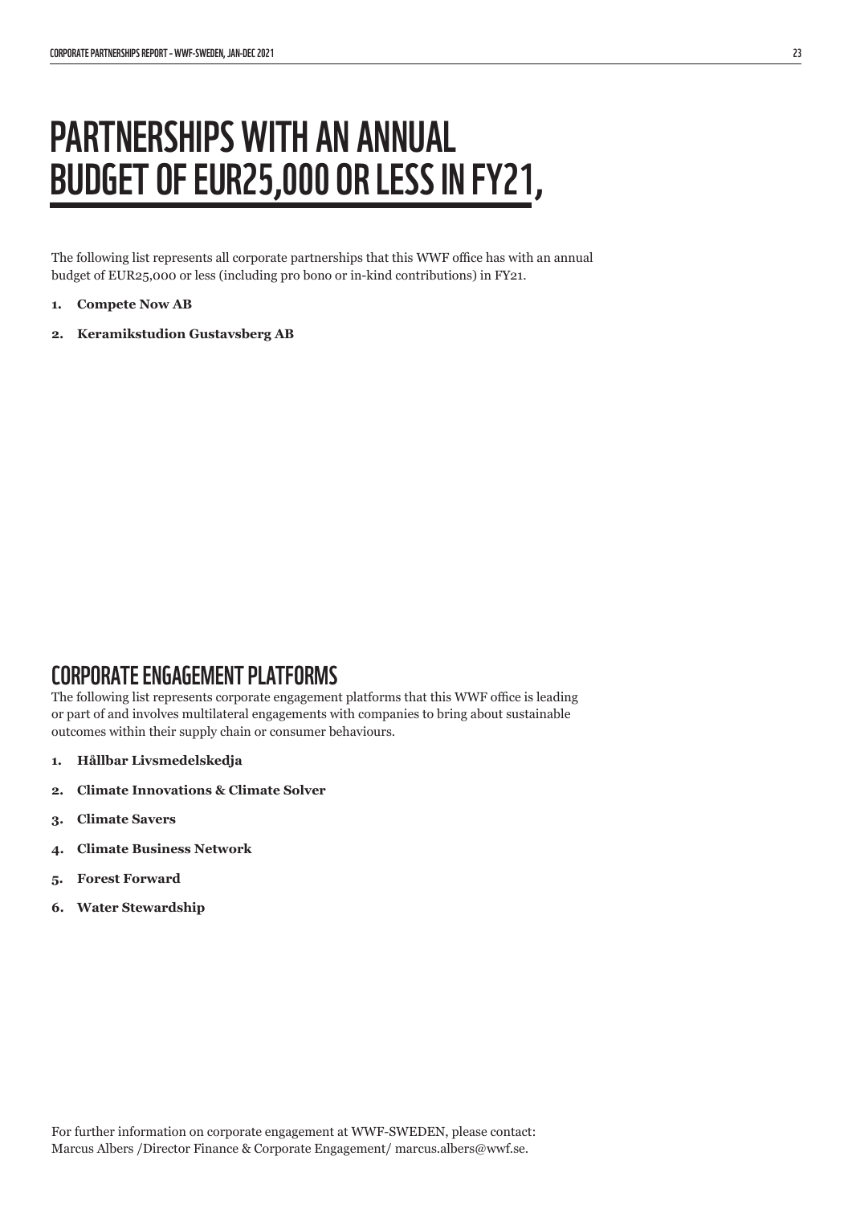# PARTNERSHIPS WITH AN ANNUAL BUDGET OF EUR25,000 OR LESS IN FY21,

The following list represents all corporate partnerships that this WWF office has with an annual budget of EUR25,000 or less (including pro bono or in-kind contributions) in FY21.

1. **Compete Now AB**
2. **Keramikstudion Gustavsberg AB**

## CORPORATE ENGAGEMENT PLATFORMS

The following list represents corporate engagement platforms that this WWF office is leading or part of and involves multilateral engagements with companies to bring about sustainable outcomes within their supply chain or consumer behaviours.

1. **Hållbar Livsmedelskedja**
2. **Climate Innovations & Climate Solver**
3. **Climate Savers**
4. **Climate Business Network**
5. **Forest Forward**
6. **Water Stewardship**

For further information on corporate engagement at WWF-SWEDEN, please contact: Marcus Albers /Director Finance & Corporate Engagement/ marcus.albers@wwf.se.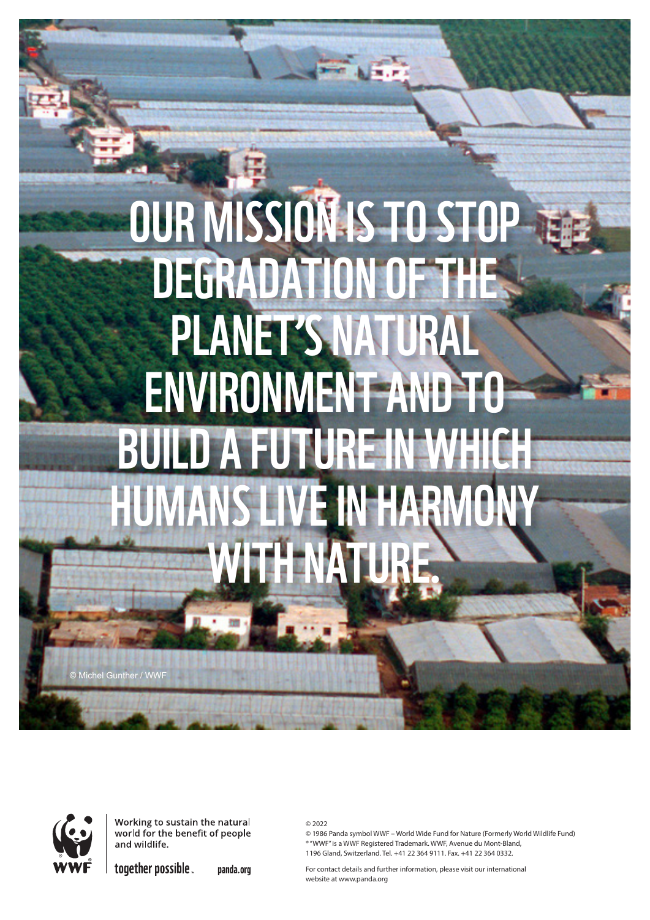# OUR MISSION IS TO STOP DEGRADATION OF THE PLANET'S NATURAL ENVIRONMENT AND TO BUILD A FUTURE IN WHICH HUMANS LIVE IN HARMONY WITH NATURE.

© Michel Gunther / WWF

Working to sustain the natural world for the benefit of people and wildlife.

together possible. panda.org

© 2022

© 1986 Panda symbol WWF – World Wide Fund for Nature (Formerly World Wildlife Fund)
® "WWF" is a WWF Registered Trademark. WWF, Avenue du Mont-Bland, 1196 Gland, Switzerland. Tel. +41 22 364 9111. Fax. +41 22 364 0332.

For contact details and further information, please visit our international website at www.panda.org